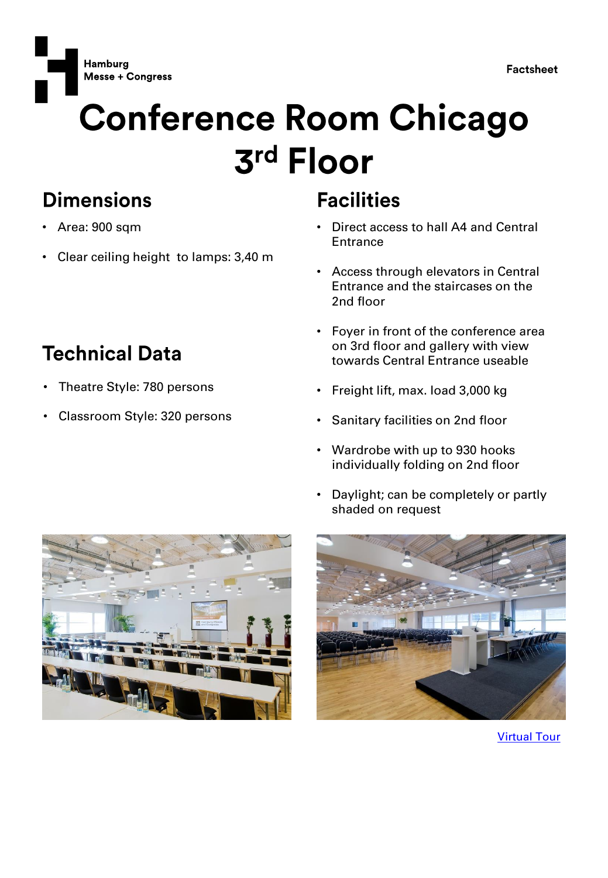Hamburg
Messe + Congress

Factsheet

# Conference Room Chicago 3rd Floor

## Dimensions

- Area: 900 sqm
- Clear ceiling height to lamps: 3,40 m

## Technical Data

- Theatre Style: 780 persons
- Classroom Style: 320 persons

## Facilities

- Direct access to hall A4 and Central Entrance
- Access through elevators in Central Entrance and the staircases on the 2nd floor
- Foyer in front of the conference area on 3rd floor and gallery with view towards Central Entrance useable
- Freight lift, max. load 3,000 kg
- Sanitary facilities on 2nd floor
- Wardrobe with up to 930 hooks individually folding on 2nd floor
- Daylight; can be completely or partly shaded on request

[Virtual Tour]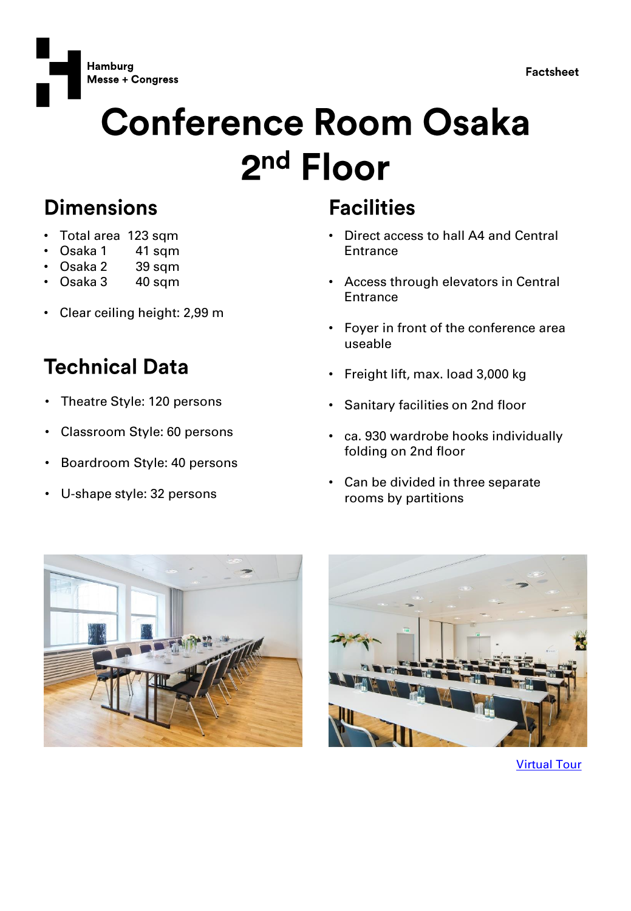Hamburg
Messe + Congress

Factsheet

# Conference Room Osaka 2nd Floor

## Dimensions

- Total area 123 sqm
- Osaka 1 41 sqm
- Osaka 2 39 sqm
- Osaka 3 40 sqm

- Clear ceiling height: 2,99 m

## Technical Data

- Theatre Style: 120 persons
- Classroom Style: 60 persons
- Boardroom Style: 40 persons
- U-shape style: 32 persons

## Facilities

- Direct access to hall A4 and Central Entrance
- Access through elevators in Central Entrance
- Foyer in front of the conference area useable
- Freight lift, max. load 3,000 kg
- Sanitary facilities on 2nd floor
- ca. 930 wardrobe hooks individually folding on 2nd floor
- Can be divided in three separate rooms by partitions

[Virtual Tour]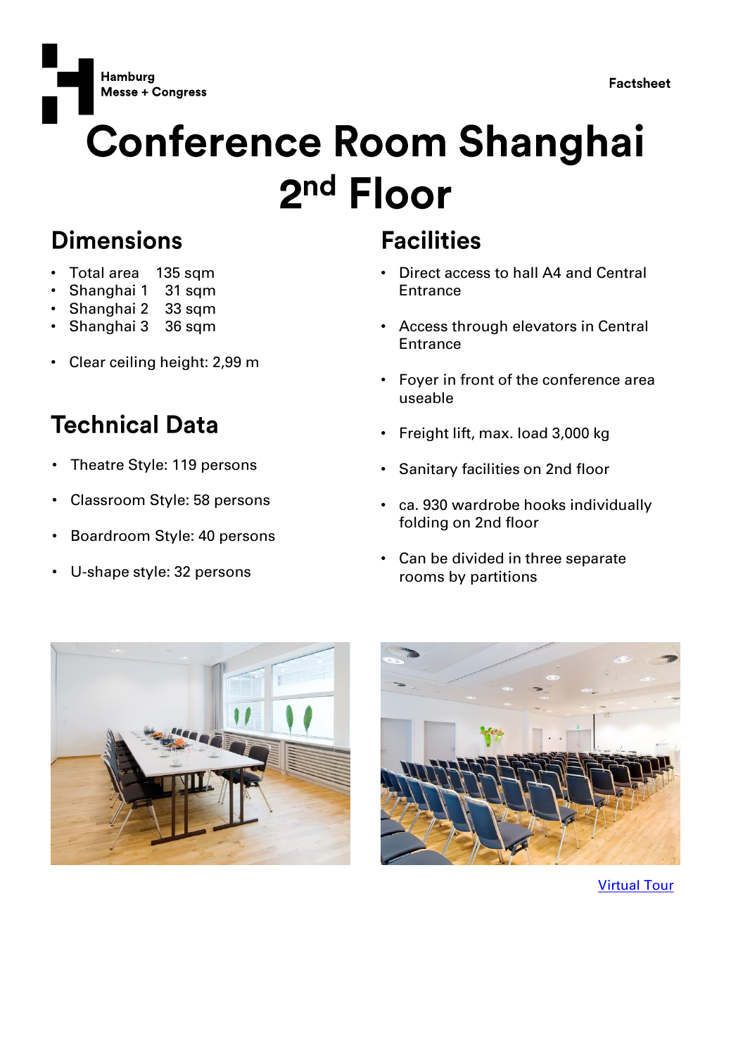Hamburg
Messe + Congress

Factsheet

# Conference Room Shanghai 2nd Floor

## Dimensions

- Total area 135 sqm
- Shanghai 1 31 sqm
- Shanghai 2 33 sqm
- Shanghai 3 36 sqm

- Clear ceiling height: 2,99 m

## Technical Data

- Theatre Style: 119 persons
- Classroom Style: 58 persons
- Boardroom Style: 40 persons
- U-shape style: 32 persons

## Facilities

- Direct access to hall A4 and Central Entrance
- Access through elevators in Central Entrance
- Foyer in front of the conference area useable
- Freight lift, max. load 3,000 kg
- Sanitary facilities on 2nd floor
- ca. 930 wardrobe hooks individually folding on 2nd floor
- Can be divided in three separate rooms by partitions

Virtual Tour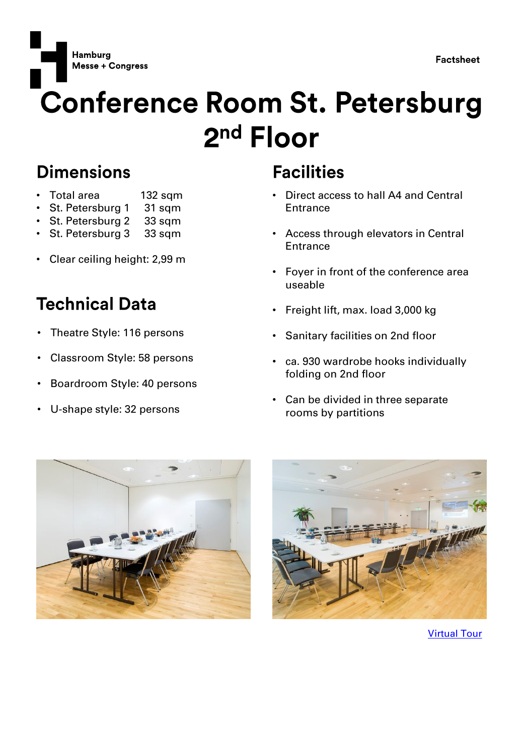Hamburg Messe + Congress

Factsheet

# Conference Room St. Petersburg 2nd Floor

## Dimensions

- Total area 132 sqm
- St. Petersburg 1 31 sqm
- St. Petersburg 2 33 sqm
- St. Petersburg 3 33 sqm

- Clear ceiling height: 2,99 m

## Technical Data

- Theatre Style: 116 persons
- Classroom Style: 58 persons
- Boardroom Style: 40 persons
- U-shape style: 32 persons

## Facilities

- Direct access to hall A4 and Central Entrance
- Access through elevators in Central Entrance
- Foyer in front of the conference area useable
- Freight lift, max. load 3,000 kg
- Sanitary facilities on 2nd floor
- ca. 930 wardrobe hooks individually folding on 2nd floor
- Can be divided in three separate rooms by partitions

Virtual Tour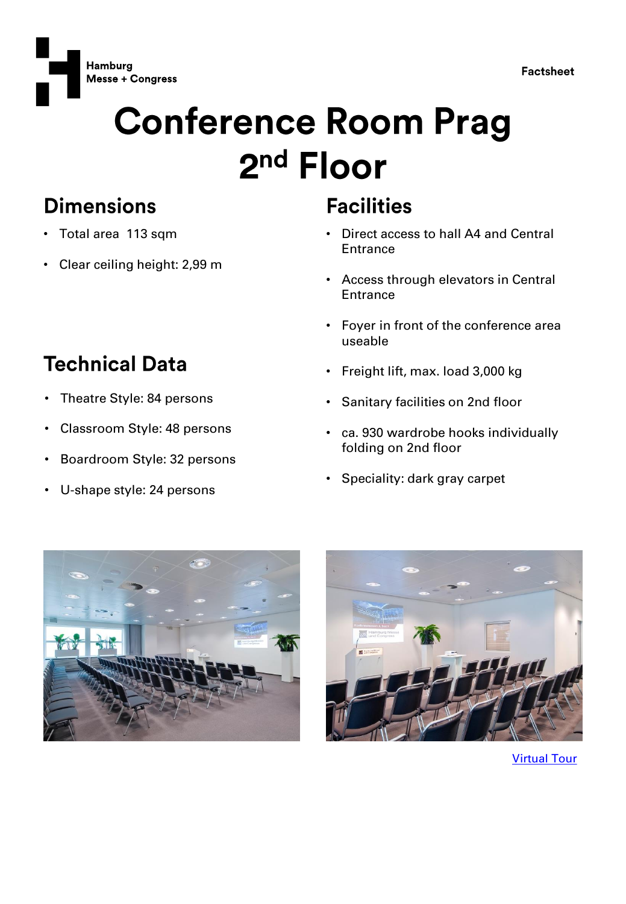Hamburg
Messe + Congress

Factsheet

# Conference Room Prag
# $2^{nd}$ Floor

## Dimensions

- Total area 113 sqm
- Clear ceiling height: 2,99 m

## Technical Data

- Theatre Style: 84 persons
- Classroom Style: 48 persons
- Boardroom Style: 32 persons
- U-shape style: 24 persons

## Facilities

- Direct access to hall A4 and Central Entrance
- Access through elevators in Central Entrance
- Foyer in front of the conference area useable
- Freight lift, max. load 3,000 kg
- Sanitary facilities on 2nd floor
- ca. 930 wardrobe hooks individually folding on 2nd floor
- Speciality: dark gray carpet

[Virtual Tour]